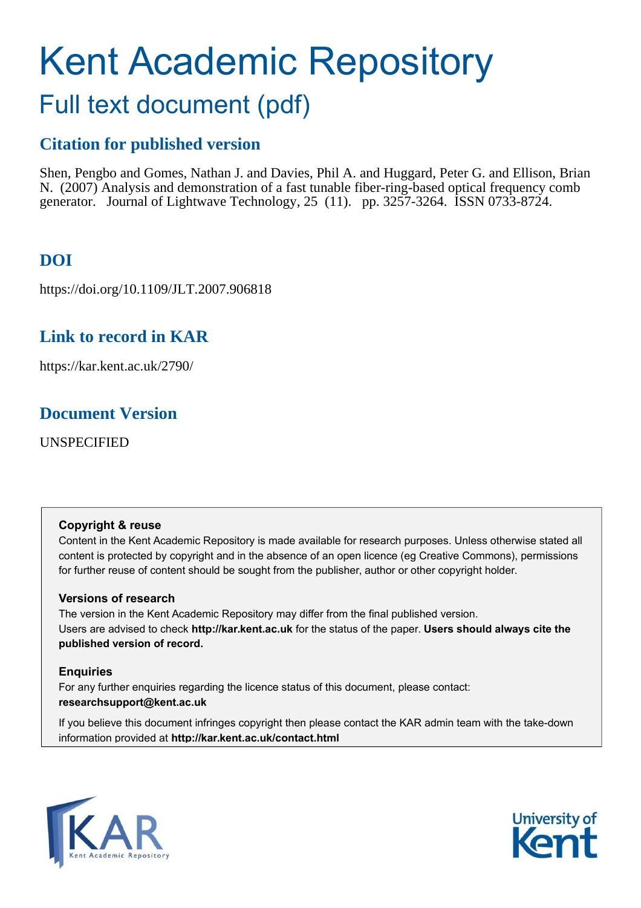# Kent Academic Repository

## Full text document (pdf)

### Citation for published version

Shen, Pengbo and Gomes, Nathan J. and Davies, Phil A. and Huggard, Peter G. and Ellison, Brian N. (2007) Analysis and demonstration of a fast tunable fiber-ring-based optical frequency comb generator. Journal of Lightwave Technology, 25 (11). pp. 3257-3264. ISSN 0733-8724.

### DOI

https://doi.org/10.1109/JLT.2007.906818

### Link to record in KAR

https://kar.kent.ac.uk/2790/

### Document Version

UNSPECIFIED

**Copyright & reuse**

Content in the Kent Academic Repository is made available for research purposes. Unless otherwise stated all content is protected by copyright and in the absence of an open licence (eg Creative Commons), permissions for further reuse of content should be sought from the publisher, author or other copyright holder.

**Versions of research**

The version in the Kent Academic Repository may differ from the final published version. Users are advised to check **http://kar.kent.ac.uk** for the status of the paper. **Users should always cite the published version of record.**

**Enquiries**

For any further enquiries regarding the licence status of this document, please contact: **researchsupport@kent.ac.uk**

If you believe this document infringes copyright then please contact the KAR admin team with the take-down information provided at **http://kar.kent.ac.uk/contact.html**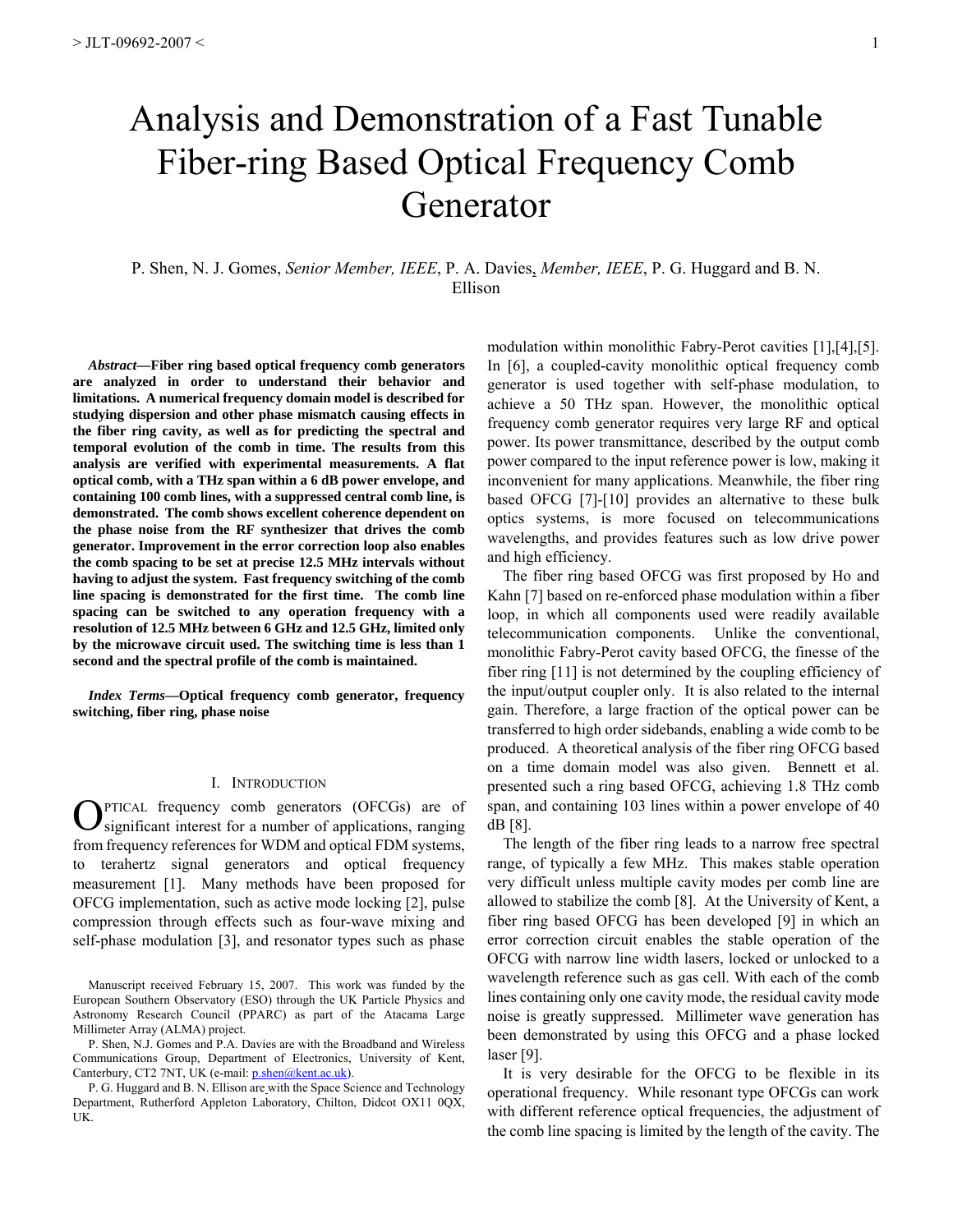# Analysis and Demonstration of a Fast Tunable Fiber-ring Based Optical Frequency Comb Generator

P. Shen, N. J. Gomes, *Senior Member, IEEE*, P. A. Davies, *Member, IEEE*, P. G. Huggard and B. N. Ellison

***Abstract*—Fiber ring based optical frequency comb generators are analyzed in order to understand their behavior and limitations. A numerical frequency domain model is described for studying dispersion and other phase mismatch causing effects in the fiber ring cavity, as well as for predicting the spectral and temporal evolution of the comb in time. The results from this analysis are verified with experimental measurements. A flat optical comb, with a THz span within a 6 dB power envelope, and containing 100 comb lines, with a suppressed central comb line, is demonstrated. The comb shows excellent coherence dependent on the phase noise from the RF synthesizer that drives the comb generator. Improvement in the error correction loop also enables the comb spacing to be set at precise 12.5 MHz intervals without having to adjust the system. Fast frequency switching of the comb line spacing is demonstrated for the first time. The comb line spacing can be switched to any operation frequency with a resolution of 12.5 MHz between 6 GHz and 12.5 GHz, limited only by the microwave circuit used. The switching time is less than 1 second and the spectral profile of the comb is maintained.**

***Index Terms*—Optical frequency comb generator, frequency switching, fiber ring, phase noise**

## I. Introduction

Optical frequency comb generators (OFCGs) are of significant interest for a number of applications, ranging from frequency references for WDM and optical FDM systems, to terahertz signal generators and optical frequency measurement [1]. Many methods have been proposed for OFCG implementation, such as active mode locking [2], pulse compression through effects such as four-wave mixing and self-phase modulation [3], and resonator types such as phase modulation within monolithic Fabry-Perot cavities [1],[4],[5]. In [6], a coupled-cavity monolithic optical frequency comb generator is used together with self-phase modulation, to achieve a 50 THz span. However, the monolithic optical frequency comb generator requires very large RF and optical power. Its power transmittance, described by the output comb power compared to the input reference power is low, making it inconvenient for many applications. Meanwhile, the fiber ring based OFCG [7]-[10] provides an alternative to these bulk optics systems, is more focused on telecommunications wavelengths, and provides features such as low drive power and high efficiency.

The fiber ring based OFCG was first proposed by Ho and Kahn [7] based on re-enforced phase modulation within a fiber loop, in which all components used were readily available telecommunication components. Unlike the conventional, monolithic Fabry-Perot cavity based OFCG, the finesse of the fiber ring [11] is not determined by the coupling efficiency of the input/output coupler only. It is also related to the internal gain. Therefore, a large fraction of the optical power can be transferred to high order sidebands, enabling a wide comb to be produced. A theoretical analysis of the fiber ring OFCG based on a time domain model was also given. Bennett et al. presented such a ring based OFCG, achieving 1.8 THz comb span, and containing 103 lines within a power envelope of 40 dB [8].

The length of the fiber ring leads to a narrow free spectral range, of typically a few MHz. This makes stable operation very difficult unless multiple cavity modes per comb line are allowed to stabilize the comb [8]. At the University of Kent, a fiber ring based OFCG has been developed [9] in which an error correction circuit enables the stable operation of the OFCG with narrow line width lasers, locked or unlocked to a wavelength reference such as gas cell. With each of the comb lines containing only one cavity mode, the residual cavity mode noise is greatly suppressed. Millimeter wave generation has been demonstrated by using this OFCG and a phase locked laser [9].

It is very desirable for the OFCG to be flexible in its operational frequency. While resonant type OFCGs can work with different reference optical frequencies, the adjustment of the comb line spacing is limited by the length of the cavity. The

Manuscript received February 15, 2007. This work was funded by the European Southern Observatory (ESO) through the UK Particle Physics and Astronomy Research Council (PPARC) as part of the Atacama Large Millimeter Array (ALMA) project.

P. Shen, N.J. Gomes and P.A. Davies are with the Broadband and Wireless Communications Group, Department of Electronics, University of Kent, Canterbury, CT2 7NT, UK (e-mail: p.shen@kent.ac.uk).

P. G. Huggard and B. N. Ellison are with the Space Science and Technology Department, Rutherford Appleton Laboratory, Chilton, Didcot OX11 0QX, UK.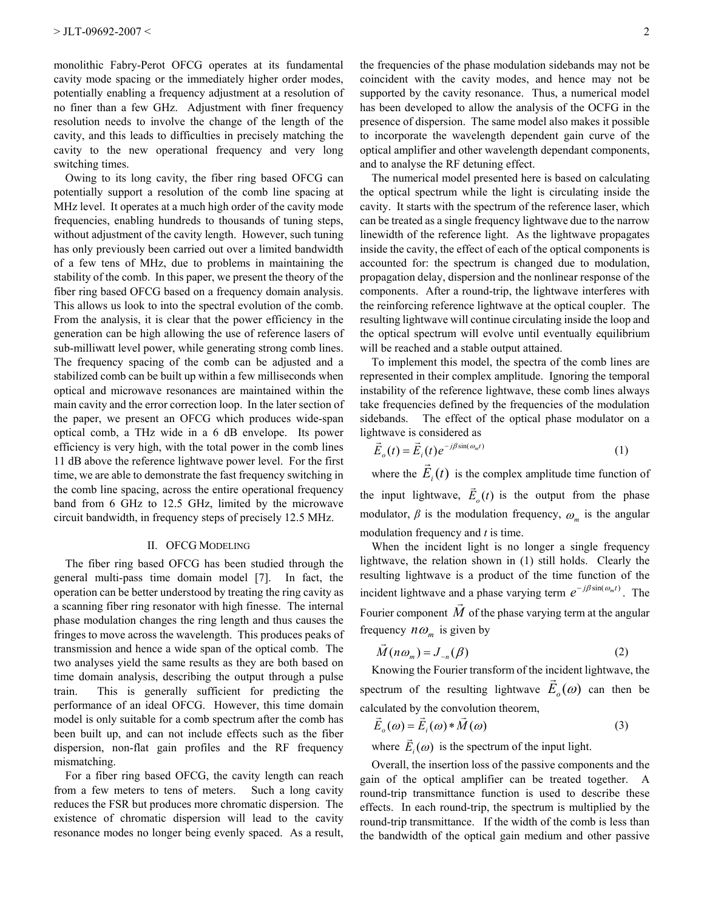monolithic Fabry-Perot OFCG operates at its fundamental cavity mode spacing or the immediately higher order modes, potentially enabling a frequency adjustment at a resolution of no finer than a few GHz. Adjustment with finer frequency resolution needs to involve the change of the length of the cavity, and this leads to difficulties in precisely matching the cavity to the new operational frequency and very long switching times.

Owing to its long cavity, the fiber ring based OFCG can potentially support a resolution of the comb line spacing at MHz level. It operates at a much high order of the cavity mode frequencies, enabling hundreds to thousands of tuning steps, without adjustment of the cavity length. However, such tuning has only previously been carried out over a limited bandwidth of a few tens of MHz, due to problems in maintaining the stability of the comb. In this paper, we present the theory of the fiber ring based OFCG based on a frequency domain analysis. This allows us look to into the spectral evolution of the comb. From the analysis, it is clear that the power efficiency in the generation can be high allowing the use of reference lasers of sub-milliwatt level power, while generating strong comb lines. The frequency spacing of the comb can be adjusted and a stabilized comb can be built up within a few milliseconds when optical and microwave resonances are maintained within the main cavity and the error correction loop. In the later section of the paper, we present an OFCG which produces wide-span optical comb, a THz wide in a 6 dB envelope. Its power efficiency is very high, with the total power in the comb lines 11 dB above the reference lightwave power level. For the first time, we are able to demonstrate the fast frequency switching in the comb line spacing, across the entire operational frequency band from 6 GHz to 12.5 GHz, limited by the microwave circuit bandwidth, in frequency steps of precisely 12.5 MHz.

## II. OFCG Modeling

The fiber ring based OFCG has been studied through the general multi-pass time domain model [7]. In fact, the operation can be better understood by treating the ring cavity as a scanning fiber ring resonator with high finesse. The internal phase modulation changes the ring length and thus causes the fringes to move across the wavelength. This produces peaks of transmission and hence a wide span of the optical comb. The two analyses yield the same results as they are both based on time domain analysis, describing the output through a pulse train. This is generally sufficient for predicting the performance of an ideal OFCG. However, this time domain model is only suitable for a comb spectrum after the comb has been built up, and can not include effects such as the fiber dispersion, non-flat gain profiles and the RF frequency mismatching.

For a fiber ring based OFCG, the cavity length can reach from a few meters to tens of meters. Such a long cavity reduces the FSR but produces more chromatic dispersion. The existence of chromatic dispersion will lead to the cavity resonance modes no longer being evenly spaced. As a result, the frequencies of the phase modulation sidebands may not be coincident with the cavity modes, and hence may not be supported by the cavity resonance. Thus, a numerical model has been developed to allow the analysis of the OCFG in the presence of dispersion. The same model also makes it possible to incorporate the wavelength dependent gain curve of the optical amplifier and other wavelength dependant components, and to analyse the RF detuning effect.

The numerical model presented here is based on calculating the optical spectrum while the light is circulating inside the cavity. It starts with the spectrum of the reference laser, which can be treated as a single frequency lightwave due to the narrow linewidth of the reference light. As the lightwave propagates inside the cavity, the effect of each of the optical components is accounted for: the spectrum is changed due to modulation, propagation delay, dispersion and the nonlinear response of the components. After a round-trip, the lightwave interferes with the reinforcing reference lightwave at the optical coupler. The resulting lightwave will continue circulating inside the loop and the optical spectrum will evolve until eventually equilibrium will be reached and a stable output attained.

To implement this model, the spectra of the comb lines are represented in their complex amplitude. Ignoring the temporal instability of the reference lightwave, these comb lines always take frequencies defined by the frequencies of the modulation sidebands. The effect of the optical phase modulator on a lightwave is considered as

$$\vec{E}_o(t) = \vec{E}_i(t)e^{-j\beta\sin(\omega_m t)} \tag{1}$$

where the $\vec{E}_i(t)$ is the complex amplitude time function of the input lightwave, $\vec{E}_o(t)$ is the output from the phase modulator, $\beta$ is the modulation frequency, $\omega_m$ is the angular modulation frequency and $t$ is time.

When the incident light is no longer a single frequency lightwave, the relation shown in (1) still holds. Clearly the resulting lightwave is a product of the time function of the incident lightwave and a phase varying term $e^{-j\beta\sin(\omega_m t)}$. The Fourier component $\vec{M}$ of the phase varying term at the angular frequency $n\omega_m$ is given by

$$\vec{M}(n\omega_m) = J_{-n}(\beta) \tag{2}$$

Knowing the Fourier transform of the incident lightwave, the spectrum of the resulting lightwave $\vec{E}_o(\omega)$ can then be calculated by the convolution theorem,

$$\vec{E}_o(\omega) = \vec{E}_i(\omega) * \vec{M}(\omega) \tag{3}$$

where $\vec{E}_i(\omega)$ is the spectrum of the input light.

Overall, the insertion loss of the passive components and the gain of the optical amplifier can be treated together. A round-trip transmittance function is used to describe these effects. In each round-trip, the spectrum is multiplied by the round-trip transmittance. If the width of the comb is less than the bandwidth of the optical gain medium and other passive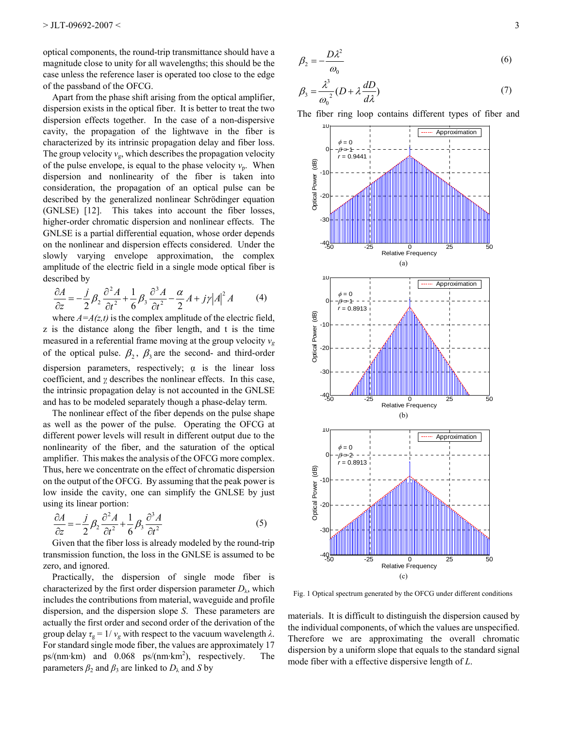optical components, the round-trip transmittance should have a magnitude close to unity for all wavelengths; this should be the case unless the reference laser is operated too close to the edge of the passband of the OFCG.

Apart from the phase shift arising from the optical amplifier, dispersion exists in the optical fiber. It is better to treat the two dispersion effects together. In the case of a non-dispersive cavity, the propagation of the lightwave in the fiber is characterized by its intrinsic propagation delay and fiber loss. The group velocity $v_g$, which describes the propagation velocity of the pulse envelope, is equal to the phase velocity $v_p$. When dispersion and nonlinearity of the fiber is taken into consideration, the propagation of an optical pulse can be described by the generalized nonlinear Schrödinger equation (GNLSE) [12]. This takes into account the fiber losses, higher-order chromatic dispersion and nonlinear effects. The GNLSE is a partial differential equation, whose order depends on the nonlinear and dispersion effects considered. Under the slowly varying envelope approximation, the complex amplitude of the electric field in a single mode optical fiber is described by

$$\frac{\partial A}{\partial z} = -\frac{j}{2}\beta_2 \frac{\partial^2 A}{\partial t^2} + \frac{1}{6}\beta_3 \frac{\partial^3 A}{\partial t^2} - \frac{\alpha}{2}A + j\gamma |A|^2 A \qquad (4)$$

where $A=A(z,t)$ is the complex amplitude of the electric field, z is the distance along the fiber length, and t is the time measured in a referential frame moving at the group velocity $v_g$ of the optical pulse. $\beta_2$, $\beta_3$ are the second- and third-order dispersion parameters, respectively; $\alpha$ is the linear loss coefficient, and $\gamma$ describes the nonlinear effects. In this case, the intrinsic propagation delay is not accounted in the GNLSE and has to be modeled separately though a phase-delay term.

The nonlinear effect of the fiber depends on the pulse shape as well as the power of the pulse. Operating the OFCG at different power levels will result in different output due to the nonlinearity of the fiber, and the saturation of the optical amplifier. This makes the analysis of the OFCG more complex. Thus, here we concentrate on the effect of chromatic dispersion on the output of the OFCG. By assuming that the peak power is low inside the cavity, one can simplify the GNLSE by just using its linear portion:

$$\frac{\partial A}{\partial z} = -\frac{j}{2}\beta_2 \frac{\partial^2 A}{\partial t^2} + \frac{1}{6}\beta_3 \frac{\partial^3 A}{\partial t^2} \qquad (5)$$

Given that the fiber loss is already modeled by the round-trip transmission function, the loss in the GNLSE is assumed to be zero, and ignored.

Practically, the dispersion of single mode fiber is characterized by the first order dispersion parameter $D_\lambda$, which includes the contributions from material, waveguide and profile dispersion, and the dispersion slope $S$. These parameters are actually the first order and second order of the derivation of the group delay $\tau_g = 1/v_g$ with respect to the vacuum wavelength $\lambda$. For standard single mode fiber, the values are approximately 17 ps/(nm·km) and 0.068 ps/(nm·km$^2$), respectively. The parameters $\beta_2$ and $\beta_3$ are linked to $D_\lambda$ and $S$ by

$$\beta_2 = -\frac{D\lambda^2}{\omega_0} \qquad (6)$$

$$\beta_3 = \frac{\lambda^3}{\omega_0^{\,2}}\left(D + \lambda\frac{dD}{d\lambda}\right) \qquad (7)$$

The fiber ring loop contains different types of fiber and materials. It is difficult to distinguish the dispersion caused by the individual components, of which the values are unspecified. Therefore we are approximating the overall chromatic dispersion by a uniform slope that equals to the standard signal mode fiber with a effective dispersive length of $L$.

(a)

(b)

(c)

Fig. 1 Optical spectrum generated by the OFCG under different conditions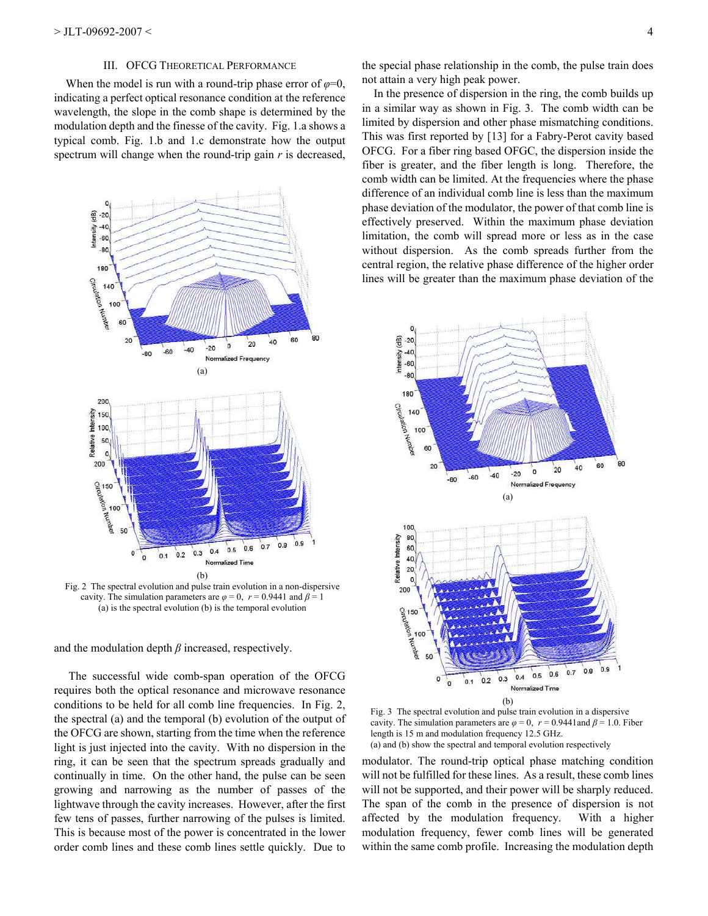## III. OFCG Theoretical Performance

When the model is run with a round-trip phase error of $\varphi$=0, indicating a perfect optical resonance condition at the reference wavelength, the slope in the comb shape is determined by the modulation depth and the finesse of the cavity. Fig. 1.a shows a typical comb. Fig. 1.b and 1.c demonstrate how the output spectrum will change when the round-trip gain $r$ is decreased, and the modulation depth $\beta$ increased, respectively.

Fig. 2 The spectral evolution and pulse train evolution in a non-dispersive cavity. The simulation parameters are $\varphi = 0$, $r = 0.9441$ and $\beta = 1$ (a) is the spectral evolution (b) is the temporal evolution

The successful wide comb-span operation of the OFCG requires both the optical resonance and microwave resonance conditions to be held for all comb line frequencies. In Fig. 2, the spectral (a) and the temporal (b) evolution of the output of the OFCG are shown, starting from the time when the reference light is just injected into the cavity. With no dispersion in the ring, it can be seen that the spectrum spreads gradually and continually in time. On the other hand, the pulse can be seen growing and narrowing as the number of passes of the lightwave through the cavity increases. However, after the first few tens of passes, further narrowing of the pulses is limited. This is because most of the power is concentrated in the lower order comb lines and these comb lines settle quickly. Due to the special phase relationship in the comb, the pulse train does not attain a very high peak power.

In the presence of dispersion in the ring, the comb builds up in a similar way as shown in Fig. 3. The comb width can be limited by dispersion and other phase mismatching conditions. This was first reported by [13] for a Fabry-Perot cavity based OFCG. For a fiber ring based OFGC, the dispersion inside the fiber is greater, and the fiber length is long. Therefore, the comb width can be limited. At the frequencies where the phase difference of an individual comb line is less than the maximum phase deviation of the modulator, the power of that comb line is effectively preserved. Within the maximum phase deviation limitation, the comb will spread more or less as in the case without dispersion. As the comb spreads further from the central region, the relative phase difference of the higher order lines will be greater than the maximum phase deviation of the modulator. The round-trip optical phase matching condition will not be fulfilled for these lines. As a result, these comb lines will not be supported, and their power will be sharply reduced. The span of the comb in the presence of dispersion is not affected by the modulation frequency. With a higher modulation frequency, fewer comb lines will be generated within the same comb profile. Increasing the modulation depth

Fig. 3 The spectral evolution and pulse train evolution in a dispersive cavity. The simulation parameters are $\varphi = 0$, $r = 0.9441$and $\beta = 1.0$. Fiber length is 15 m and modulation frequency 12.5 GHz.
(a) and (b) show the spectral and temporal evolution respectively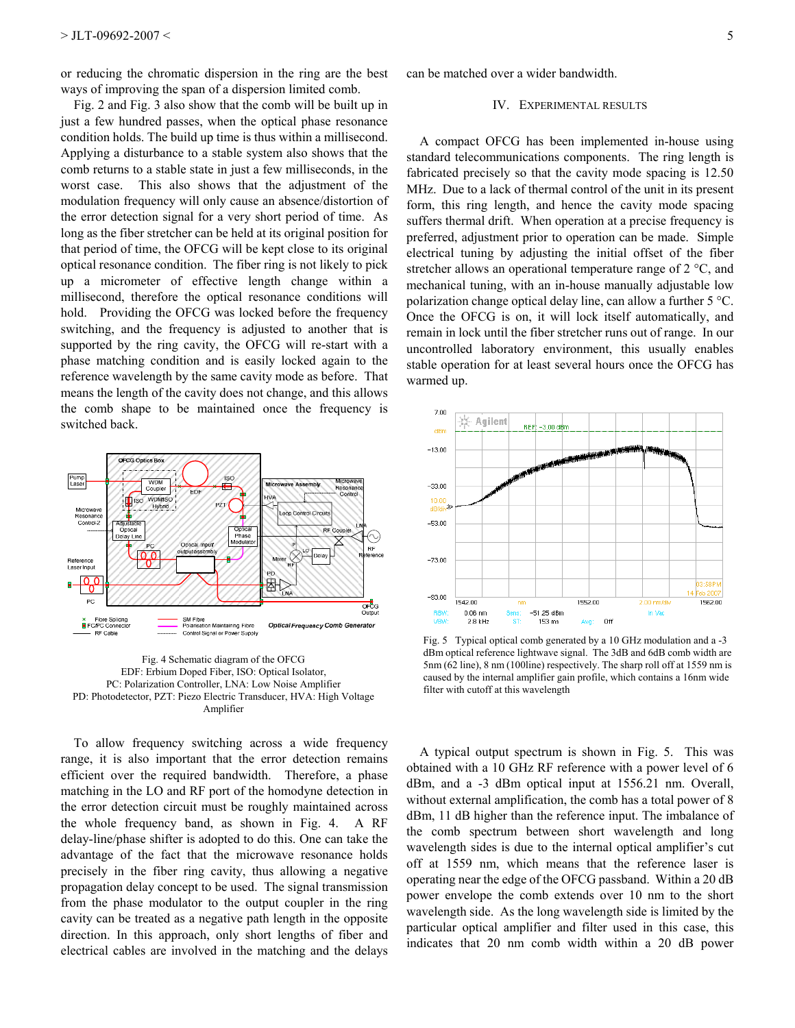or reducing the chromatic dispersion in the ring are the best ways of improving the span of a dispersion limited comb.

Fig. 2 and Fig. 3 also show that the comb will be built up in just a few hundred passes, when the optical phase resonance condition holds. The build up time is thus within a millisecond. Applying a disturbance to a stable system also shows that the comb returns to a stable state in just a few milliseconds, in the worst case. This also shows that the adjustment of the modulation frequency will only cause an absence/distortion of the error detection signal for a very short period of time. As long as the fiber stretcher can be held at its original position for that period of time, the OFCG will be kept close to its original optical resonance condition. The fiber ring is not likely to pick up a micrometer of effective length change within a millisecond, therefore the optical resonance conditions will hold. Providing the OFCG was locked before the frequency switching, and the frequency is adjusted to another that is supported by the ring cavity, the OFCG will re-start with a phase matching condition and is easily locked again to the reference wavelength by the same cavity mode as before. That means the length of the cavity does not change, and this allows the comb shape to be maintained once the frequency is switched back.

Fig. 4 Schematic diagram of the OFCG
EDF: Erbium Doped Fiber, ISO: Optical Isolator,
PC: Polarization Controller, LNA: Low Noise Amplifier
PD: Photodetector, PZT: Piezo Electric Transducer, HVA: High Voltage Amplifier

To allow frequency switching across a wide frequency range, it is also important that the error detection remains efficient over the required bandwidth. Therefore, a phase matching in the LO and RF port of the homodyne detection in the error detection circuit must be roughly maintained across the whole frequency band, as shown in Fig. 4. A RF delay-line/phase shifter is adopted to do this. One can take the advantage of the fact that the microwave resonance holds precisely in the fiber ring cavity, thus allowing a negative propagation delay concept to be used. The signal transmission from the phase modulator to the output coupler in the ring cavity can be treated as a negative path length in the opposite direction. In this approach, only short lengths of fiber and electrical cables are involved in the matching and the delays can be matched over a wider bandwidth.

## IV. Experimental Results

A compact OFCG has been implemented in-house using standard telecommunications components. The ring length is fabricated precisely so that the cavity mode spacing is 12.50 MHz. Due to a lack of thermal control of the unit in its present form, this ring length, and hence the cavity mode spacing suffers thermal drift. When operation at a precise frequency is preferred, adjustment prior to operation can be made. Simple electrical tuning by adjusting the initial offset of the fiber stretcher allows an operational temperature range of 2 °C, and mechanical tuning, with an in-house manually adjustable low polarization change optical delay line, can allow a further 5 °C. Once the OFCG is on, it will lock itself automatically, and remain in lock until the fiber stretcher runs out of range. In our uncontrolled laboratory environment, this usually enables stable operation for at least several hours once the OFCG has warmed up.

Fig. 5 Typical optical comb generated by a 10 GHz modulation and a -3 dBm optical reference lightwave signal. The 3dB and 6dB comb width are 5nm (62 line), 8 nm (100line) respectively. The sharp roll off at 1559 nm is caused by the internal amplifier gain profile, which contains a 16nm wide filter with cutoff at this wavelength

A typical output spectrum is shown in Fig. 5. This was obtained with a 10 GHz RF reference with a power level of 6 dBm, and a -3 dBm optical input at 1556.21 nm. Overall, without external amplification, the comb has a total power of 8 dBm, 11 dB higher than the reference input. The imbalance of the comb spectrum between short wavelength and long wavelength sides is due to the internal optical amplifier's cut off at 1559 nm, which means that the reference laser is operating near the edge of the OFCG passband. Within a 20 dB power envelope the comb extends over 10 nm to the short wavelength side. As the long wavelength side is limited by the particular optical amplifier and filter used in this case, this indicates that 20 nm comb width within a 20 dB power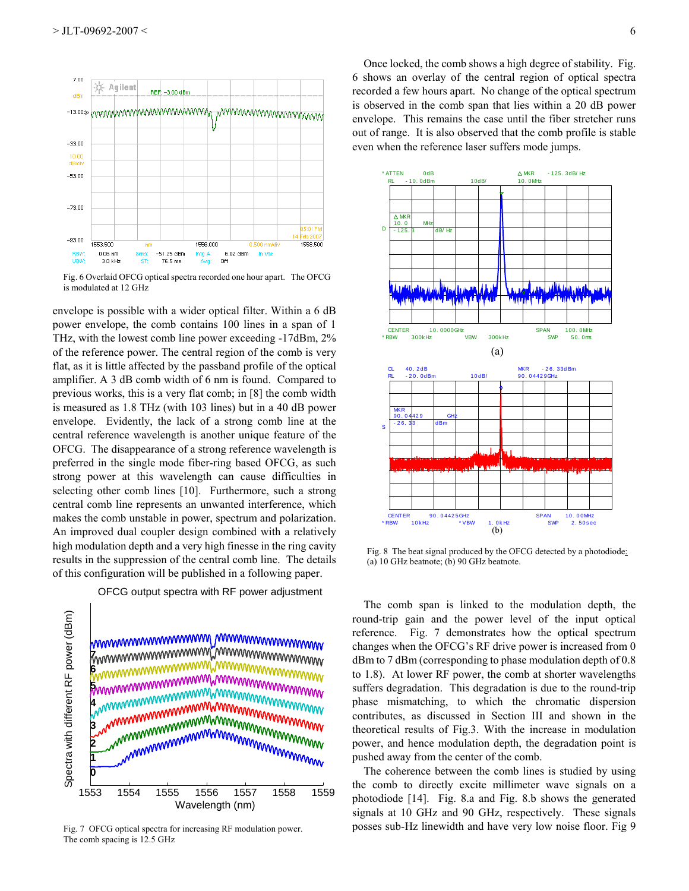Fig. 6 Overlaid OFCG optical spectra recorded one hour apart. The OFCG is modulated at 12 GHz

envelope is possible with a wider optical filter. Within a 6 dB power envelope, the comb contains 100 lines in a span of 1 THz, with the lowest comb line power exceeding -17dBm, 2% of the reference power. The central region of the comb is very flat, as it is little affected by the passband profile of the optical amplifier. A 3 dB comb width of 6 nm is found. Compared to previous works, this is a very flat comb; in [8] the comb width is measured as 1.8 THz (with 103 lines) but in a 40 dB power envelope. Evidently, the lack of a strong comb line at the central reference wavelength is another unique feature of the OFCG. The disappearance of a strong reference wavelength is preferred in the single mode fiber-ring based OFCG, as such strong power at this wavelength can cause difficulties in selecting other comb lines [10]. Furthermore, such a strong central comb line represents an unwanted interference, which makes the comb unstable in power, spectrum and polarization. An improved dual coupler design combined with a relatively high modulation depth and a very high finesse in the ring cavity results in the suppression of the central comb line. The details of this configuration will be published in a following paper.

Fig. 7 OFCG optical spectra for increasing RF modulation power. The comb spacing is 12.5 GHz

Once locked, the comb shows a high degree of stability. Fig. 6 shows an overlay of the central region of optical spectra recorded a few hours apart. No change of the optical spectrum is observed in the comb span that lies within a 20 dB power envelope. This remains the case until the fiber stretcher runs out of range. It is also observed that the comb profile is stable even when the reference laser suffers mode jumps.

Fig. 8 The beat signal produced by the OFCG detected by a photodiode: (a) 10 GHz beatnote; (b) 90 GHz beatnote.

The comb span is linked to the modulation depth, the round-trip gain and the power level of the input optical reference. Fig. 7 demonstrates how the optical spectrum changes when the OFCG's RF drive power is increased from 0 dBm to 7 dBm (corresponding to phase modulation depth of 0.8 to 1.8). At lower RF power, the comb at shorter wavelengths suffers degradation. This degradation is due to the round-trip phase mismatching, to which the chromatic dispersion contributes, as discussed in Section III and shown in the theoretical results of Fig.3. With the increase in modulation power, and hence modulation depth, the degradation point is pushed away from the center of the comb.

The coherence between the comb lines is studied by using the comb to directly excite millimeter wave signals on a photodiode [14]. Fig. 8.a and Fig. 8.b shows the generated signals at 10 GHz and 90 GHz, respectively. These signals posses sub-Hz linewidth and have very low noise floor. Fig 9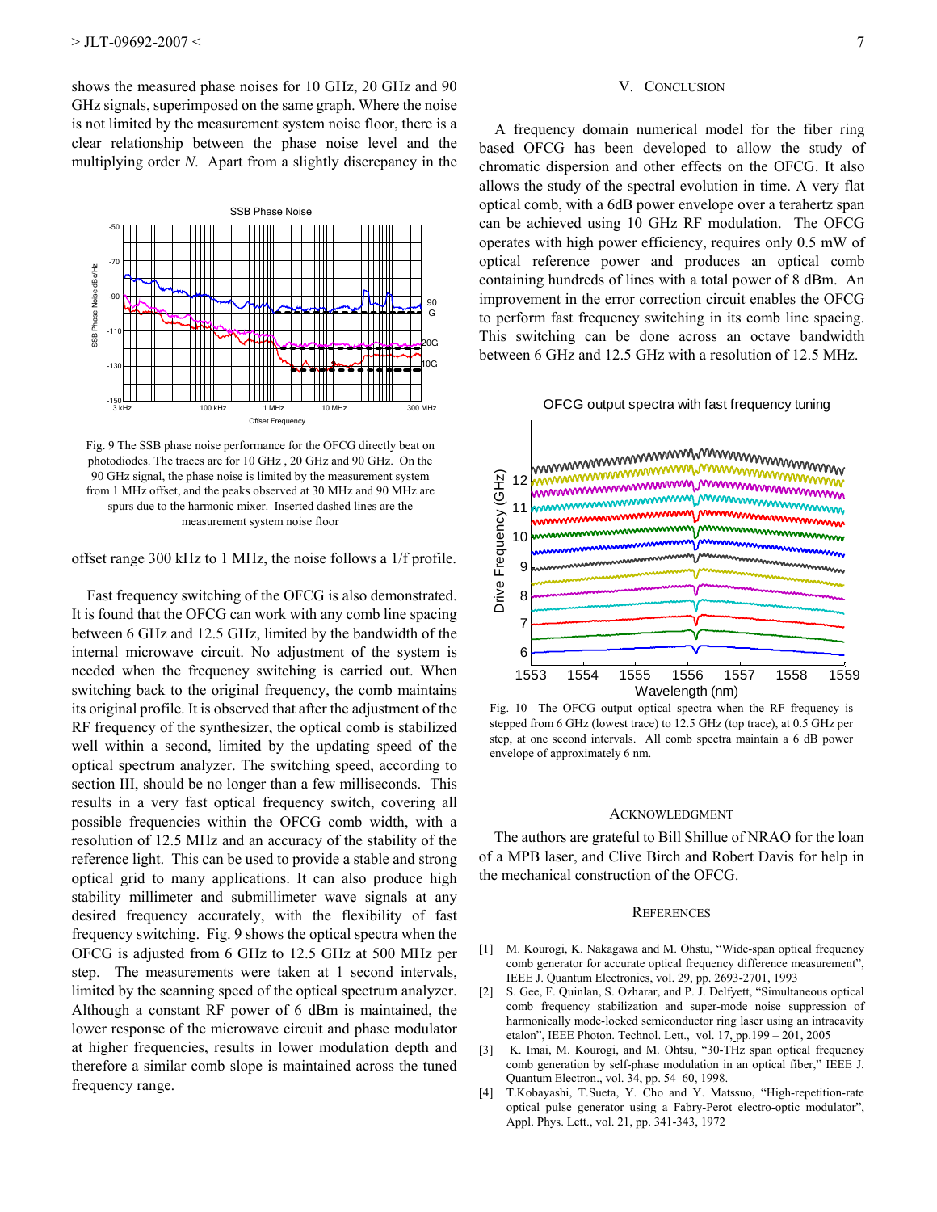shows the measured phase noises for 10 GHz, 20 GHz and 90 GHz signals, superimposed on the same graph. Where the noise is not limited by the measurement system noise floor, there is a clear relationship between the phase noise level and the multiplying order *N*. Apart from a slightly discrepancy in the offset range 300 kHz to 1 MHz, the noise follows a 1/f profile.

Fig. 9 The SSB phase noise performance for the OFCG directly beat on photodiodes. The traces are for 10 GHz , 20 GHz and 90 GHz. On the 90 GHz signal, the phase noise is limited by the measurement system from 1 MHz offset, and the peaks observed at 30 MHz and 90 MHz are spurs due to the harmonic mixer. Inserted dashed lines are the measurement system noise floor

Fast frequency switching of the OFCG is also demonstrated. It is found that the OFCG can work with any comb line spacing between 6 GHz and 12.5 GHz, limited by the bandwidth of the internal microwave circuit. No adjustment of the system is needed when the frequency switching is carried out. When switching back to the original frequency, the comb maintains its original profile. It is observed that after the adjustment of the RF frequency of the synthesizer, the optical comb is stabilized well within a second, limited by the updating speed of the optical spectrum analyzer. The switching speed, according to section III, should be no longer than a few milliseconds. This results in a very fast optical frequency switch, covering all possible frequencies within the OFCG comb width, with a resolution of 12.5 MHz and an accuracy of the stability of the reference light. This can be used to provide a stable and strong optical grid to many applications. It can also produce high stability millimeter and submillimeter wave signals at any desired frequency accurately, with the flexibility of fast frequency switching. Fig. 9 shows the optical spectra when the OFCG is adjusted from 6 GHz to 12.5 GHz at 500 MHz per step. The measurements were taken at 1 second intervals, limited by the scanning speed of the optical spectrum analyzer. Although a constant RF power of 6 dBm is maintained, the lower response of the microwave circuit and phase modulator at higher frequencies, results in lower modulation depth and therefore a similar comb slope is maintained across the tuned frequency range.

## V. Conclusion

A frequency domain numerical model for the fiber ring based OFCG has been developed to allow the study of chromatic dispersion and other effects on the OFCG. It also allows the study of the spectral evolution in time. A very flat optical comb, with a 6dB power envelope over a terahertz span can be achieved using 10 GHz RF modulation. The OFCG operates with high power efficiency, requires only 0.5 mW of optical reference power and produces an optical comb containing hundreds of lines with a total power of 8 dBm. An improvement in the error correction circuit enables the OFCG to perform fast frequency switching in its comb line spacing. This switching can be done across an octave bandwidth between 6 GHz and 12.5 GHz with a resolution of 12.5 MHz.

Fig. 10 The OFCG output optical spectra when the RF frequency is stepped from 6 GHz (lowest trace) to 12.5 GHz (top trace), at 0.5 GHz per step, at one second intervals. All comb spectra maintain a 6 dB power envelope of approximately 6 nm.

## Acknowledgment

The authors are grateful to Bill Shillue of NRAO for the loan of a MPB laser, and Clive Birch and Robert Davis for help in the mechanical construction of the OFCG.

## References

[1] M. Kourogi, K. Nakagawa and M. Ohstu, "Wide-span optical frequency comb generator for accurate optical frequency difference measurement", IEEE J. Quantum Electronics, vol. 29, pp. 2693-2701, 1993

[2] S. Gee, F. Quinlan, S. Ozharar, and P. J. Delfyett, "Simultaneous optical comb frequency stabilization and super-mode noise suppression of harmonically mode-locked semiconductor ring laser using an intracavity etalon", IEEE Photon. Technol. Lett., vol. 17, pp.199 – 201, 2005

[3] K. Imai, M. Kourogi, and M. Ohtsu, "30-THz span optical frequency comb generation by self-phase modulation in an optical fiber," IEEE J. Quantum Electron., vol. 34, pp. 54–60, 1998.

[4] T.Kobayashi, T.Sueta, Y. Cho and Y. Matssuo, "High-repetition-rate optical pulse generator using a Fabry-Perot electro-optic modulator", Appl. Phys. Lett., vol. 21, pp. 341-343, 1972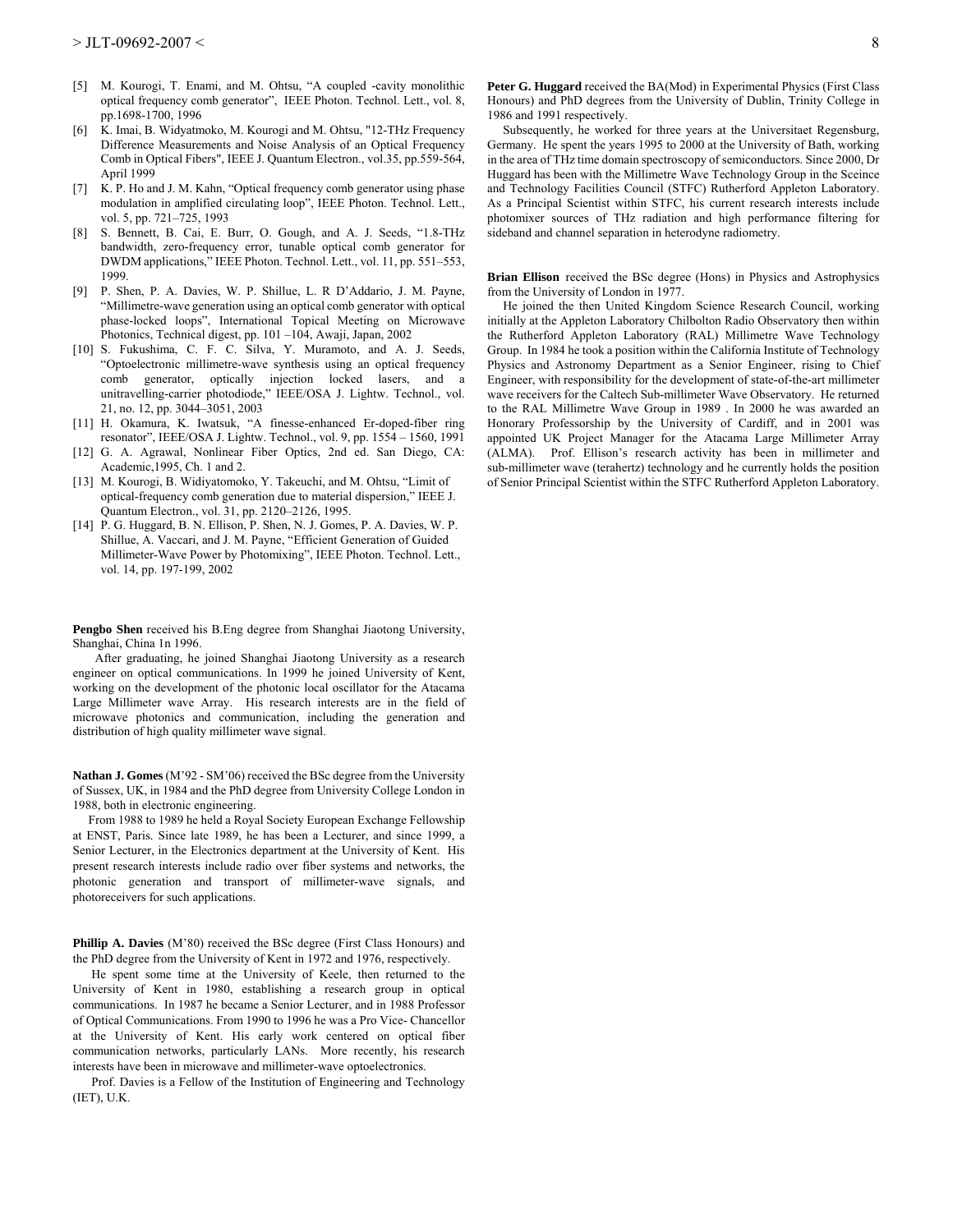[5] M. Kourogi, T. Enami, and M. Ohtsu, "A coupled -cavity monolithic optical frequency comb generator", IEEE Photon. Technol. Lett., vol. 8, pp.1698-1700, 1996

[6] K. Imai, B. Widyatmoko, M. Kourogi and M. Ohtsu, "12-THz Frequency Difference Measurements and Noise Analysis of an Optical Frequency Comb in Optical Fibers", IEEE J. Quantum Electron., vol.35, pp.559-564, April 1999

[7] K. P. Ho and J. M. Kahn, "Optical frequency comb generator using phase modulation in amplified circulating loop", IEEE Photon. Technol. Lett., vol. 5, pp. 721–725, 1993

[8] S. Bennett, B. Cai, E. Burr, O. Gough, and A. J. Seeds, "1.8-THz bandwidth, zero-frequency error, tunable optical comb generator for DWDM applications," IEEE Photon. Technol. Lett., vol. 11, pp. 551–553, 1999.

[9] P. Shen, P. A. Davies, W. P. Shillue, L. R D'Addario, J. M. Payne, "Millimetre-wave generation using an optical comb generator with optical phase-locked loops", International Topical Meeting on Microwave Photonics, Technical digest, pp. 101 –104, Awaji, Japan, 2002

[10] S. Fukushima, C. F. C. Silva, Y. Muramoto, and A. J. Seeds, "Optoelectronic millimetre-wave synthesis using an optical frequency comb generator, optically injection locked lasers, and a unitravelling-carrier photodiode," IEEE/OSA J. Lightw. Technol., vol. 21, no. 12, pp. 3044–3051, 2003

[11] H. Okamura, K. Iwatsuk, "A finesse-enhanced Er-doped-fiber ring resonator", IEEE/OSA J. Lightw. Technol., vol. 9, pp. 1554 – 1560, 1991

[12] G. A. Agrawal, Nonlinear Fiber Optics, 2nd ed. San Diego, CA: Academic,1995, Ch. 1 and 2.

[13] M. Kourogi, B. Widiyatomoko, Y. Takeuchi, and M. Ohtsu, "Limit of optical-frequency comb generation due to material dispersion," IEEE J. Quantum Electron., vol. 31, pp. 2120–2126, 1995.

[14] P. G. Huggard, B. N. Ellison, P. Shen, N. J. Gomes, P. A. Davies, W. P. Shillue, A. Vaccari, and J. M. Payne, "Efficient Generation of Guided Millimeter-Wave Power by Photomixing", IEEE Photon. Technol. Lett., vol. 14, pp. 197-199, 2002

**Pengbo Shen** received his B.Eng degree from Shanghai Jiaotong University, Shanghai, China 1n 1996.

After graduating, he joined Shanghai Jiaotong University as a research engineer on optical communications. In 1999 he joined University of Kent, working on the development of the photonic local oscillator for the Atacama Large Millimeter wave Array. His research interests are in the field of microwave photonics and communication, including the generation and distribution of high quality millimeter wave signal.

**Nathan J. Gomes** (M'92 - SM'06) received the BSc degree from the University of Sussex, UK, in 1984 and the PhD degree from University College London in 1988, both in electronic engineering.

From 1988 to 1989 he held a Royal Society European Exchange Fellowship at ENST, Paris. Since late 1989, he has been a Lecturer, and since 1999, a Senior Lecturer, in the Electronics department at the University of Kent. His present research interests include radio over fiber systems and networks, the photonic generation and transport of millimeter-wave signals, and photoreceivers for such applications.

**Phillip A. Davies** (M'80) received the BSc degree (First Class Honours) and the PhD degree from the University of Kent in 1972 and 1976, respectively.

He spent some time at the University of Keele, then returned to the University of Kent in 1980, establishing a research group in optical communications. In 1987 he became a Senior Lecturer, and in 1988 Professor of Optical Communications. From 1990 to 1996 he was a Pro Vice- Chancellor at the University of Kent. His early work centered on optical fiber communication networks, particularly LANs. More recently, his research interests have been in microwave and millimeter-wave optoelectronics.

Prof. Davies is a Fellow of the Institution of Engineering and Technology (IET), U.K.

**Peter G. Huggard** received the BA(Mod) in Experimental Physics (First Class Honours) and PhD degrees from the University of Dublin, Trinity College in 1986 and 1991 respectively.

Subsequently, he worked for three years at the Universitaet Regensburg, Germany. He spent the years 1995 to 2000 at the University of Bath, working in the area of THz time domain spectroscopy of semiconductors. Since 2000, Dr Huggard has been with the Millimetre Wave Technology Group in the Sceince and Technology Facilities Council (STFC) Rutherford Appleton Laboratory. As a Principal Scientist within STFC, his current research interests include photomixer sources of THz radiation and high performance filtering for sideband and channel separation in heterodyne radiometry.

**Brian Ellison** received the BSc degree (Hons) in Physics and Astrophysics from the University of London in 1977.

He joined the then United Kingdom Science Research Council, working initially at the Appleton Laboratory Chilbolton Radio Observatory then within the Rutherford Appleton Laboratory (RAL) Millimetre Wave Technology Group. In 1984 he took a position within the California Institute of Technology Physics and Astronomy Department as a Senior Engineer, rising to Chief Engineer, with responsibility for the development of state-of-the-art millimeter wave receivers for the Caltech Sub-millimeter Wave Observatory. He returned to the RAL Millimetre Wave Group in 1989 . In 2000 he was awarded an Honorary Professorship by the University of Cardiff, and in 2001 was appointed UK Project Manager for the Atacama Large Millimeter Array (ALMA). Prof. Ellison's research activity has been in millimeter and sub-millimeter wave (terahertz) technology and he currently holds the position of Senior Principal Scientist within the STFC Rutherford Appleton Laboratory.